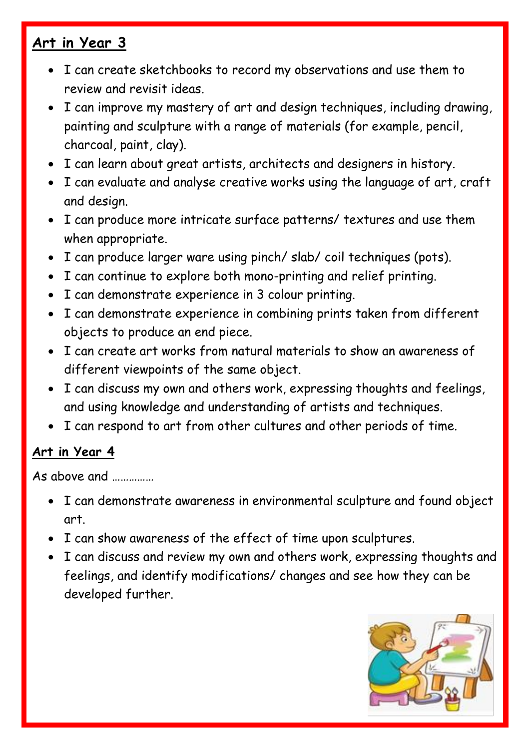## Art in Year 3

- I can create sketchbooks to record my observations and use them to review and revisit ideas.
- I can improve my mastery of art and design techniques, including drawing, painting and sculpture with a range of materials (for example, pencil, charcoal, paint, clay).
- I can learn about great artists, architects and designers in history.
- I can evaluate and analyse creative works using the language of art, craft and design.
- I can produce more intricate surface patterns/ textures and use them when appropriate.
- I can produce larger ware using pinch/ slab/ coil techniques (pots).
- I can continue to explore both mono-printing and relief printing.
- I can demonstrate experience in 3 colour printing.
- I can demonstrate experience in combining prints taken from different objects to produce an end piece.
- I can create art works from natural materials to show an awareness of different viewpoints of the same object.
- I can discuss my own and others work, expressing thoughts and feelings, and using knowledge and understanding of artists and techniques.
- I can respond to art from other cultures and other periods of time.

## Art in Year 4

As above and ……………

- I can demonstrate awareness in environmental sculpture and found object art.
- I can show awareness of the effect of time upon sculptures.
- I can discuss and review my own and others work, expressing thoughts and feelings, and identify modifications/ changes and see how they can be developed further.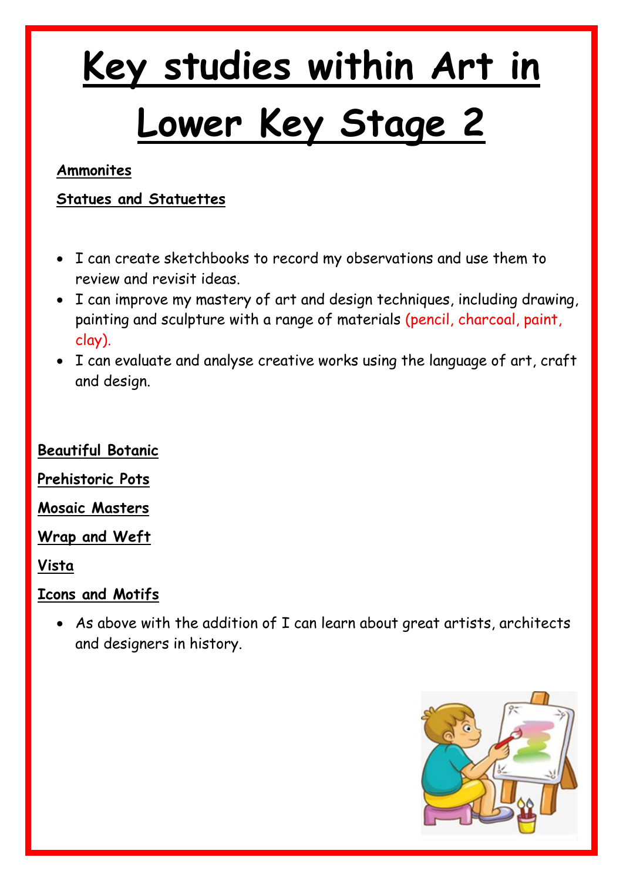# Key studies within Art in Lower Key Stage 2

**Ammonites**

**Statues and Statuettes**

- I can create sketchbooks to record my observations and use them to review and revisit ideas.
- I can improve my mastery of art and design techniques, including drawing, painting and sculpture with a range of materials (pencil, charcoal, paint, clay).
- I can evaluate and analyse creative works using the language of art, craft and design.

**Beautiful Botanic**

**Prehistoric Pots**

**Mosaic Masters**

**Wrap and Weft**

**Vista**

**Icons and Motifs**

- As above with the addition of I can learn about great artists, architects and designers in history.